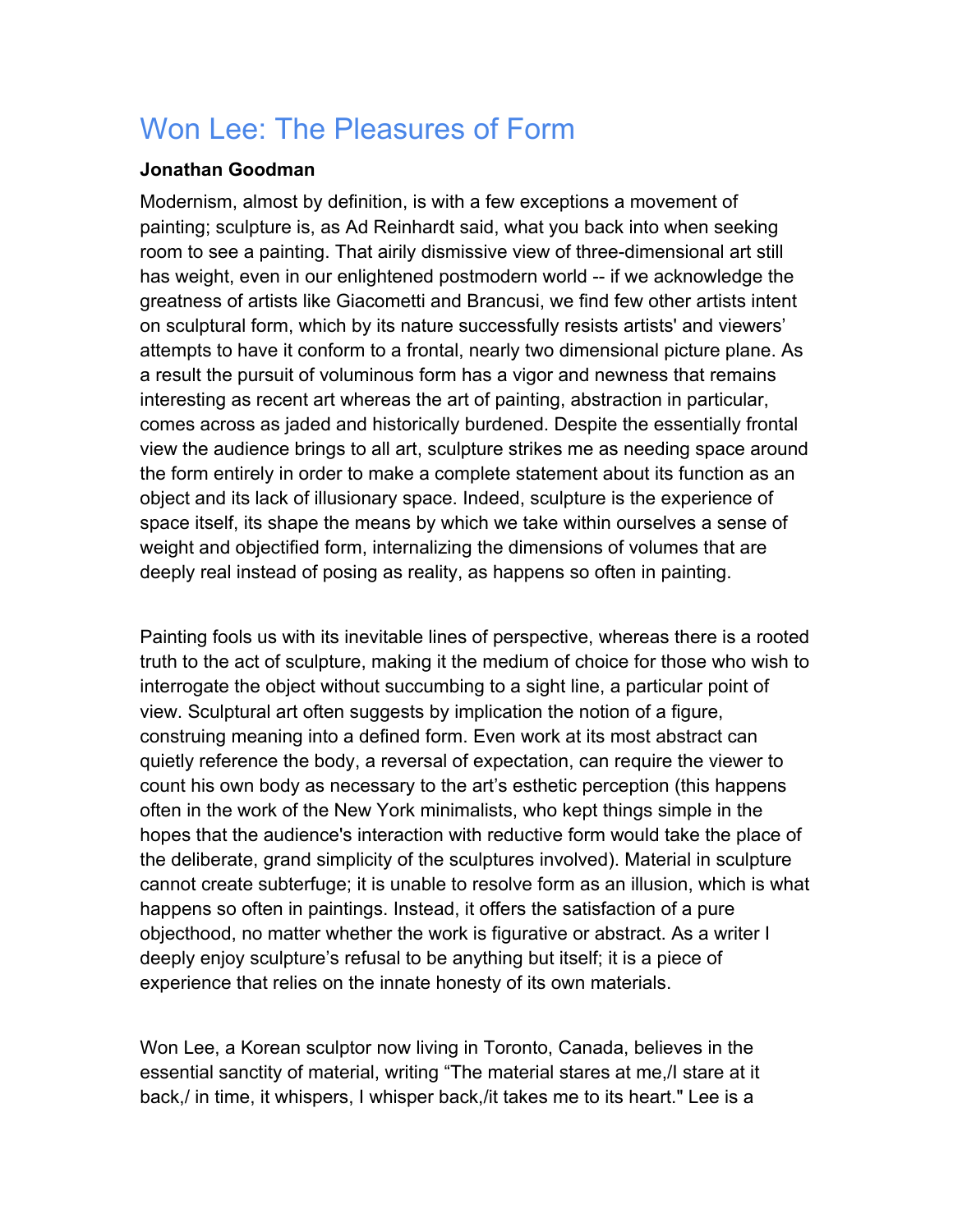# Won Lee: The Pleasures of Form

**Jonathan Goodman**

Modernism, almost by definition, is with a few exceptions a movement of painting; sculpture is, as Ad Reinhardt said, what you back into when seeking room to see a painting. That airily dismissive view of three-dimensional art still has weight, even in our enlightened postmodern world -- if we acknowledge the greatness of artists like Giacometti and Brancusi, we find few other artists intent on sculptural form, which by its nature successfully resists artists' and viewers' attempts to have it conform to a frontal, nearly two dimensional picture plane. As a result the pursuit of voluminous form has a vigor and newness that remains interesting as recent art whereas the art of painting, abstraction in particular, comes across as jaded and historically burdened. Despite the essentially frontal view the audience brings to all art, sculpture strikes me as needing space around the form entirely in order to make a complete statement about its function as an object and its lack of illusionary space. Indeed, sculpture is the experience of space itself, its shape the means by which we take within ourselves a sense of weight and objectified form, internalizing the dimensions of volumes that are deeply real instead of posing as reality, as happens so often in painting.

Painting fools us with its inevitable lines of perspective, whereas there is a rooted truth to the act of sculpture, making it the medium of choice for those who wish to interrogate the object without succumbing to a sight line, a particular point of view. Sculptural art often suggests by implication the notion of a figure, construing meaning into a defined form. Even work at its most abstract can quietly reference the body, a reversal of expectation, can require the viewer to count his own body as necessary to the art's esthetic perception (this happens often in the work of the New York minimalists, who kept things simple in the hopes that the audience's interaction with reductive form would take the place of the deliberate, grand simplicity of the sculptures involved). Material in sculpture cannot create subterfuge; it is unable to resolve form as an illusion, which is what happens so often in paintings. Instead, it offers the satisfaction of a pure objecthood, no matter whether the work is figurative or abstract. As a writer I deeply enjoy sculpture's refusal to be anything but itself; it is a piece of experience that relies on the innate honesty of its own materials.

Won Lee, a Korean sculptor now living in Toronto, Canada, believes in the essential sanctity of material, writing "The material stares at me,/I stare at it back,/ in time, it whispers, I whisper back,/it takes me to its heart." Lee is a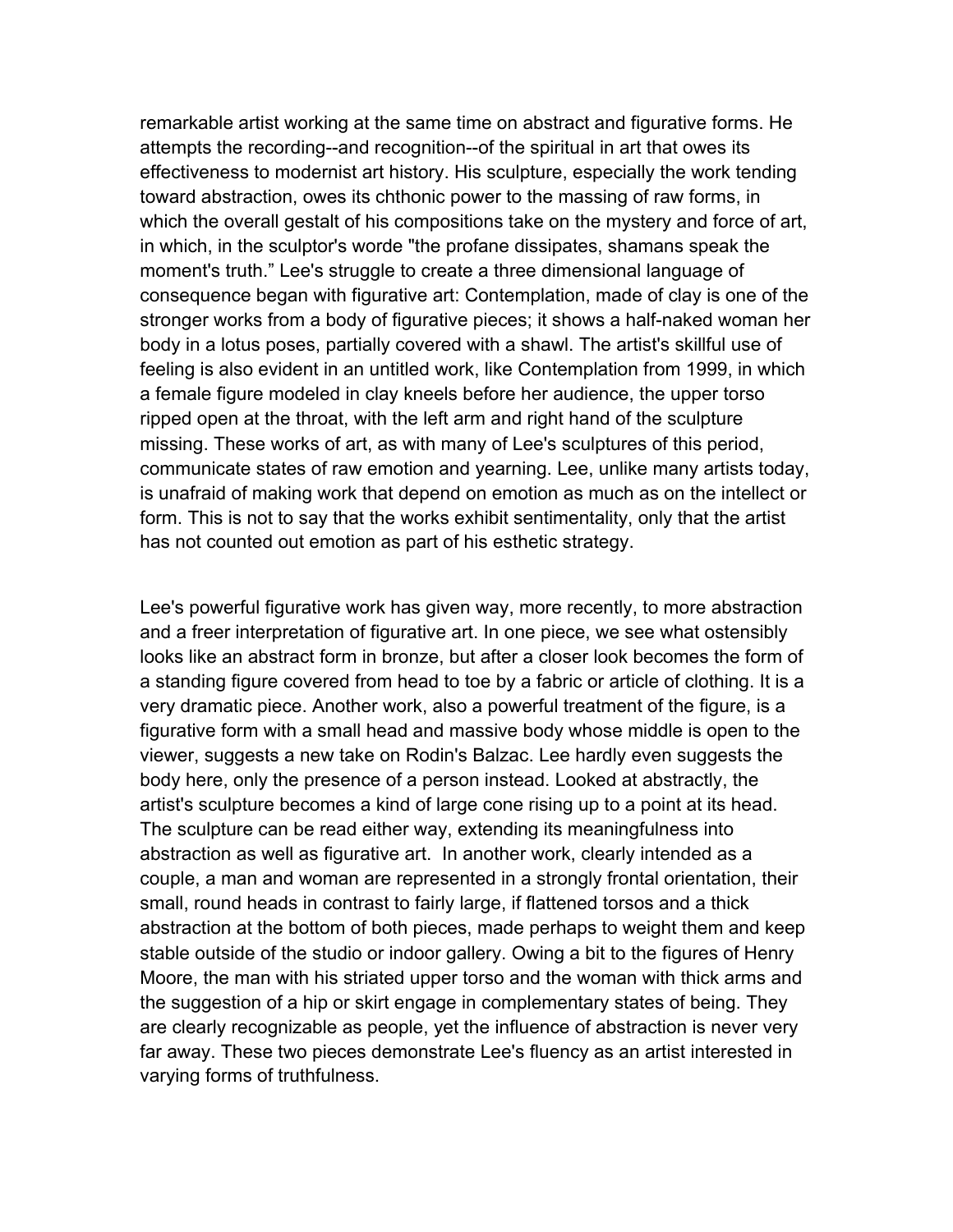remarkable artist working at the same time on abstract and figurative forms. He attempts the recording--and recognition--of the spiritual in art that owes its effectiveness to modernist art history. His sculpture, especially the work tending toward abstraction, owes its chthonic power to the massing of raw forms, in which the overall gestalt of his compositions take on the mystery and force of art, in which, in the sculptor's worde "the profane dissipates, shamans speak the moment's truth." Lee's struggle to create a three dimensional language of consequence began with figurative art: Contemplation, made of clay is one of the stronger works from a body of figurative pieces; it shows a half-naked woman her body in a lotus poses, partially covered with a shawl. The artist's skillful use of feeling is also evident in an untitled work, like Contemplation from 1999, in which a female figure modeled in clay kneels before her audience, the upper torso ripped open at the throat, with the left arm and right hand of the sculpture missing. These works of art, as with many of Lee's sculptures of this period, communicate states of raw emotion and yearning. Lee, unlike many artists today, is unafraid of making work that depend on emotion as much as on the intellect or form. This is not to say that the works exhibit sentimentality, only that the artist has not counted out emotion as part of his esthetic strategy.

Lee's powerful figurative work has given way, more recently, to more abstraction and a freer interpretation of figurative art. In one piece, we see what ostensibly looks like an abstract form in bronze, but after a closer look becomes the form of a standing figure covered from head to toe by a fabric or article of clothing. It is a very dramatic piece. Another work, also a powerful treatment of the figure, is a figurative form with a small head and massive body whose middle is open to the viewer, suggests a new take on Rodin's Balzac. Lee hardly even suggests the body here, only the presence of a person instead. Looked at abstractly, the artist's sculpture becomes a kind of large cone rising up to a point at its head. The sculpture can be read either way, extending its meaningfulness into abstraction as well as figurative art. In another work, clearly intended as a couple, a man and woman are represented in a strongly frontal orientation, their small, round heads in contrast to fairly large, if flattened torsos and a thick abstraction at the bottom of both pieces, made perhaps to weight them and keep stable outside of the studio or indoor gallery. Owing a bit to the figures of Henry Moore, the man with his striated upper torso and the woman with thick arms and the suggestion of a hip or skirt engage in complementary states of being. They are clearly recognizable as people, yet the influence of abstraction is never very far away. These two pieces demonstrate Lee's fluency as an artist interested in varying forms of truthfulness.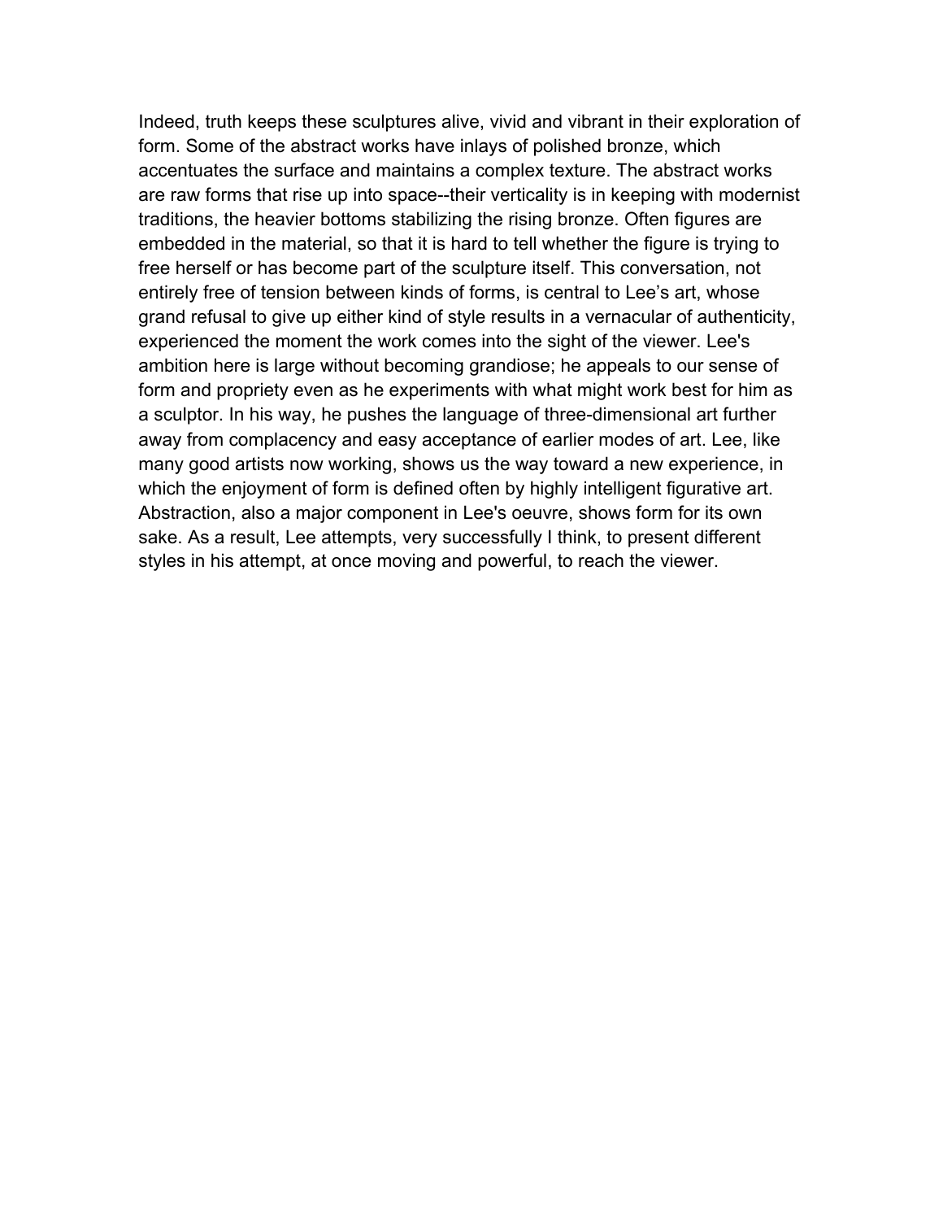Indeed, truth keeps these sculptures alive, vivid and vibrant in their exploration of form. Some of the abstract works have inlays of polished bronze, which accentuates the surface and maintains a complex texture. The abstract works are raw forms that rise up into space--their verticality is in keeping with modernist traditions, the heavier bottoms stabilizing the rising bronze. Often figures are embedded in the material, so that it is hard to tell whether the figure is trying to free herself or has become part of the sculpture itself. This conversation, not entirely free of tension between kinds of forms, is central to Lee's art, whose grand refusal to give up either kind of style results in a vernacular of authenticity, experienced the moment the work comes into the sight of the viewer. Lee's ambition here is large without becoming grandiose; he appeals to our sense of form and propriety even as he experiments with what might work best for him as a sculptor. In his way, he pushes the language of three-dimensional art further away from complacency and easy acceptance of earlier modes of art. Lee, like many good artists now working, shows us the way toward a new experience, in which the enjoyment of form is defined often by highly intelligent figurative art. Abstraction, also a major component in Lee's oeuvre, shows form for its own sake. As a result, Lee attempts, very successfully I think, to present different styles in his attempt, at once moving and powerful, to reach the viewer.